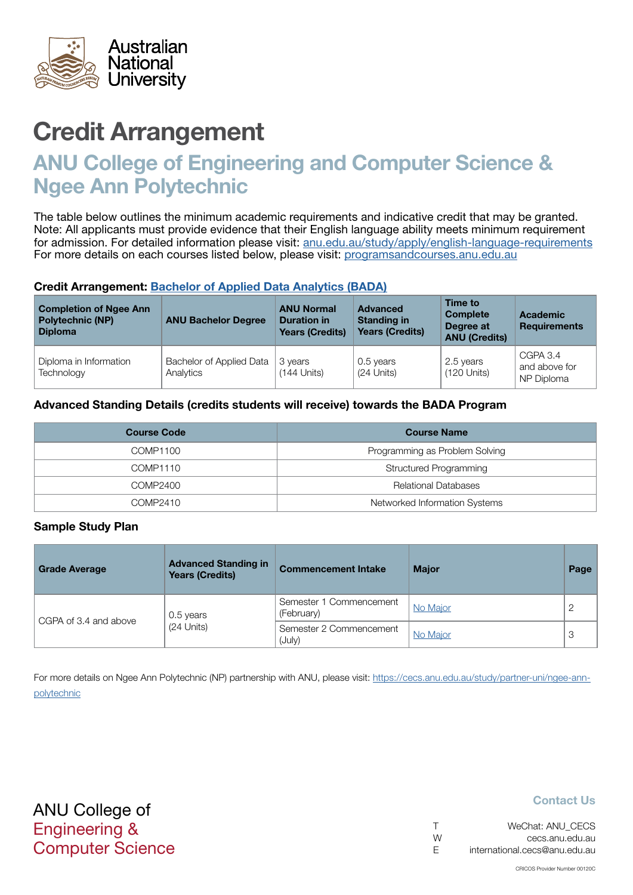Australian National University

# Credit Arrangement

## ANU College of Engineering and Computer Science & Ngee Ann Polytechnic

The table below outlines the minimum academic requirements and indicative credit that may be granted. Note: All applicants must provide evidence that their English language ability meets minimum requirement for admission. For detailed information please visit: [anu.edu.au/study/apply/english-language-requirements](anu.edu.au/study/apply/english-language-requirements)
For more details on each courses listed below, please visit: [programsandcourses.anu.edu.au](programsandcourses.anu.edu.au)

**Credit Arrangement: [Bachelor of Applied Data Analytics (BADA)]()**

| Completion of Ngee Ann Polytechnic (NP) Diploma | ANU Bachelor Degree | ANU Normal Duration in Years (Credits) | Advanced Standing in Years (Credits) | Time to Complete Degree at ANU (Credits) | Academic Requirements |
|---|---|---|---|---|---|
| Diploma in Information Technology | Bachelor of Applied Data Analytics | 3 years (144 Units) | 0.5 years (24 Units) | 2.5 years (120 Units) | CGPA 3.4 and above for NP Diploma |

**Advanced Standing Details (credits students will receive) towards the BADA Program**

| Course Code | Course Name |
|---|---|
| COMP1100 | Programming as Problem Solving |
| COMP1110 | Structured Programming |
| COMP2400 | Relational Databases |
| COMP2410 | Networked Information Systems |

**Sample Study Plan**

| Grade Average | Advanced Standing in Years (Credits) | Commencement Intake | Major | Page |
|---|---|---|---|---|
| CGPA of 3.4 and above | 0.5 years (24 Units) | Semester 1 Commencement (February) | [No Major]() | 2 |
| | | Semester 2 Commencement (July) | [No Major]() | 3 |

For more details on Ngee Ann Polytechnic (NP) partnership with ANU, please visit: [https://cecs.anu.edu.au/study/partner-uni/ngee-ann-polytechnic](https://cecs.anu.edu.au/study/partner-uni/ngee-ann-polytechnic)

ANU College of Engineering & Computer Science

**Contact Us**

T WeChat: ANU_CECS
W cecs.anu.edu.au
E international.cecs@anu.edu.au

CRICOS Provider Number 00120C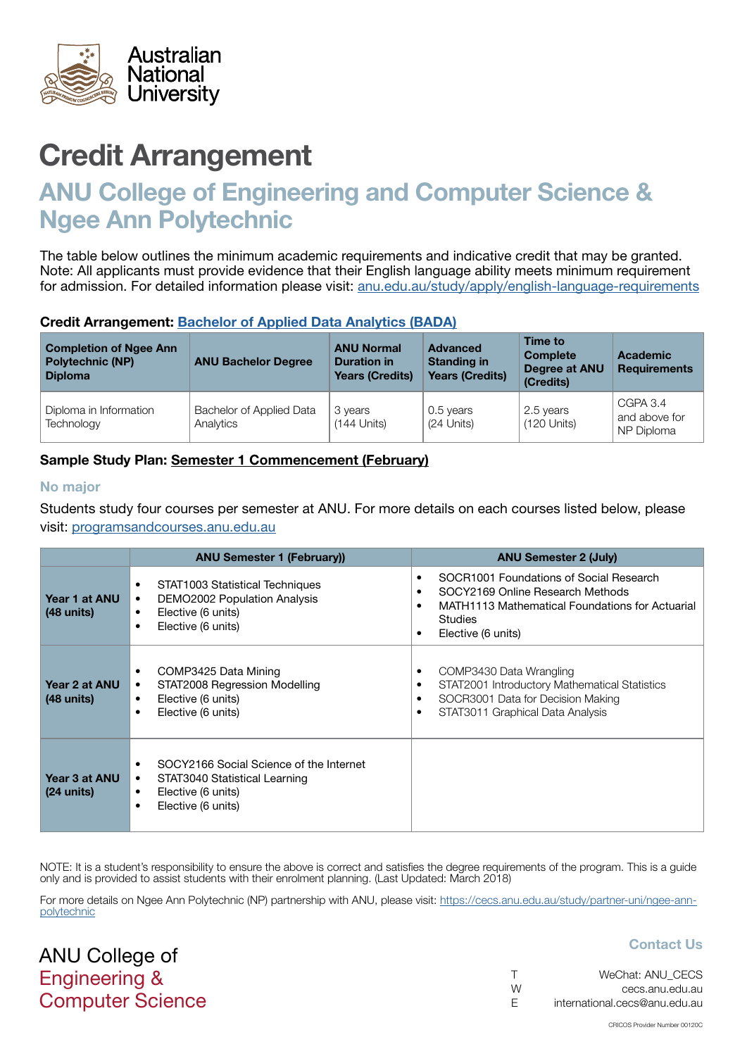Australian National University

# Credit Arrangement

## ANU College of Engineering and Computer Science & Ngee Ann Polytechnic

The table below outlines the minimum academic requirements and indicative credit that may be granted. Note: All applicants must provide evidence that their English language ability meets minimum requirement for admission. For detailed information please visit: [anu.edu.au/study/apply/english-language-requirements](anu.edu.au/study/apply/english-language-requirements)

**Credit Arrangement: [Bachelor of Applied Data Analytics (BADA)]()**

| Completion of Ngee Ann Polytechnic (NP) Diploma | ANU Bachelor Degree | ANU Normal Duration in Years (Credits) | Advanced Standing in Years (Credits) | Time to Complete Degree at ANU (Credits) | Academic Requirements |
|---|---|---|---|---|---|
| Diploma in Information Technology | Bachelor of Applied Data Analytics | 3 years (144 Units) | 0.5 years (24 Units) | 2.5 years (120 Units) | CGPA 3.4 and above for NP Diploma |

**Sample Study Plan: [Semester 1 Commencement (February)]()**

### No major

Students study four courses per semester at ANU. For more details on each courses listed below, please visit: [programsandcourses.anu.edu.au](programsandcourses.anu.edu.au)

| | ANU Semester 1 (February)) | ANU Semester 2 (July) |
|---|---|---|
| **Year 1 at ANU (48 units)** | • STAT1003 Statistical Techniques<br>• DEMO2002 Population Analysis<br>• Elective (6 units)<br>• Elective (6 units) | • SOCR1001 Foundations of Social Research<br>• SOCY2169 Online Research Methods<br>• MATH1113 Mathematical Foundations for Actuarial Studies<br>• Elective (6 units) |
| **Year 2 at ANU (48 units)** | • COMP3425 Data Mining<br>• STAT2008 Regression Modelling<br>• Elective (6 units)<br>• Elective (6 units) | • COMP3430 Data Wrangling<br>• STAT2001 Introductory Mathematical Statistics<br>• SOCR3001 Data for Decision Making<br>• STAT3011 Graphical Data Analysis |
| **Year 3 at ANU (24 units)** | • SOCY2166 Social Science of the Internet<br>• STAT3040 Statistical Learning<br>• Elective (6 units)<br>• Elective (6 units) | |

NOTE: It is a student's responsibility to ensure the above is correct and satisfies the degree requirements of the program. This is a guide only and is provided to assist students with their enrolment planning. (Last Updated: March 2018)

For more details on Ngee Ann Polytechnic (NP) partnership with ANU, please visit: [https://cecs.anu.edu.au/study/partner-uni/ngee-ann-polytechnic](https://cecs.anu.edu.au/study/partner-uni/ngee-ann-polytechnic)

ANU College of Engineering & Computer Science

**Contact Us**

T WeChat: ANU_CECS
W cecs.anu.edu.au
E international.cecs@anu.edu.au

CRICOS Provider Number 00120C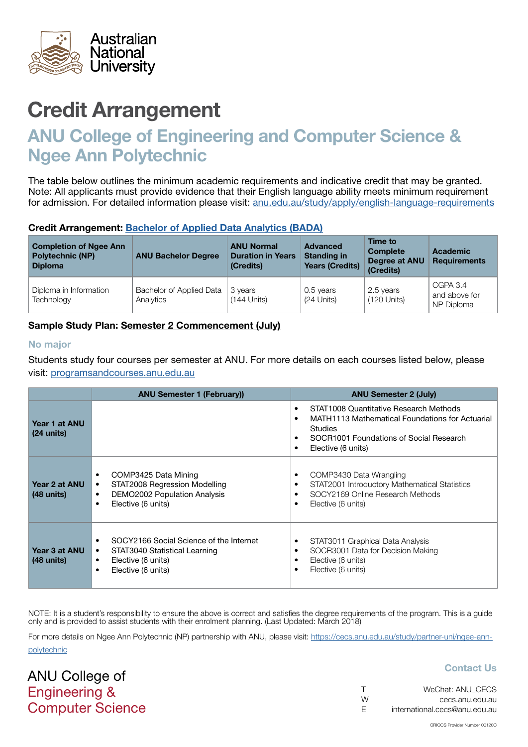Australian National University

# Credit Arrangement

## ANU College of Engineering and Computer Science & Ngee Ann Polytechnic

The table below outlines the minimum academic requirements and indicative credit that may be granted. Note: All applicants must provide evidence that their English language ability meets minimum requirement for admission. For detailed information please visit: [anu.edu.au/study/apply/english-language-requirements](anu.edu.au/study/apply/english-language-requirements)

**Credit Arrangement: [Bachelor of Applied Data Analytics (BADA)]()**

| Completion of Ngee Ann Polytechnic (NP) Diploma | ANU Bachelor Degree | ANU Normal Duration in Years (Credits) | Advanced Standing in Years (Credits) | Time to Complete Degree at ANU (Credits) | Academic Requirements |
|---|---|---|---|---|---|
| Diploma in Information Technology | Bachelor of Applied Data Analytics | 3 years (144 Units) | 0.5 years (24 Units) | 2.5 years (120 Units) | CGPA 3.4 and above for NP Diploma |

**Sample Study Plan: [Semester 2 Commencement (July)]()**

### No major

Students study four courses per semester at ANU. For more details on each courses listed below, please visit: [programsandcourses.anu.edu.au](programsandcourses.anu.edu.au)

| | ANU Semester 1 (February)) | ANU Semester 2 (July) |
|---|---|---|
| **Year 1 at ANU (24 units)** | | • STAT1008 Quantitative Research Methods<br>• MATH1113 Mathematical Foundations for Actuarial Studies<br>• SOCR1001 Foundations of Social Research<br>• Elective (6 units) |
| **Year 2 at ANU (48 units)** | • COMP3425 Data Mining<br>• STAT2008 Regression Modelling<br>• DEMO2002 Population Analysis<br>• Elective (6 units) | • COMP3430 Data Wrangling<br>• STAT2001 Introductory Mathematical Statistics<br>• SOCY2169 Online Research Methods<br>• Elective (6 units) |
| **Year 3 at ANU (48 units)** | • SOCY2166 Social Science of the Internet<br>• STAT3040 Statistical Learning<br>• Elective (6 units)<br>• Elective (6 units) | • STAT3011 Graphical Data Analysis<br>• SOCR3001 Data for Decision Making<br>• Elective (6 units)<br>• Elective (6 units) |

NOTE: It is a student's responsibility to ensure the above is correct and satisfies the degree requirements of the program. This is a guide only and is provided to assist students with their enrolment planning. (Last Updated: March 2018)

For more details on Ngee Ann Polytechnic (NP) partnership with ANU, please visit: [https://cecs.anu.edu.au/study/partner-uni/ngee-ann-polytechnic](https://cecs.anu.edu.au/study/partner-uni/ngee-ann-polytechnic)

ANU College of Engineering & Computer Science

**Contact Us**

T WeChat: ANU_CECS
W cecs.anu.edu.au
E international.cecs@anu.edu.au

CRICOS Provider Number 00120C